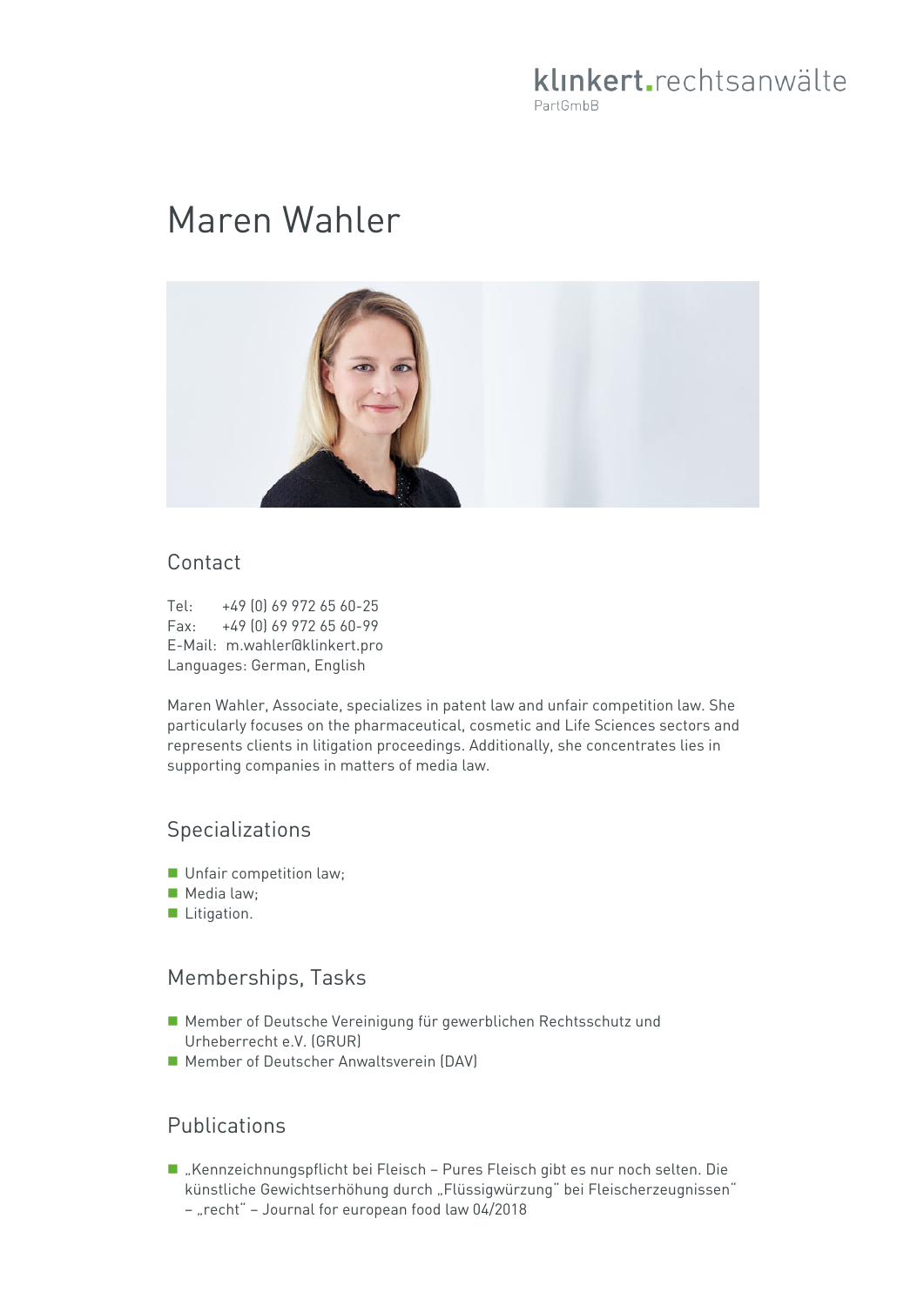klinkert.rechtsanwälte
PartGmbB

# Maren Wahler

## Contact

Tel: +49 (0) 69 972 65 60-25
Fax: +49 (0) 69 972 65 60-99
E-Mail: m.wahler@klinkert.pro
Languages: German, English

Maren Wahler, Associate, specializes in patent law and unfair competition law. She particularly focuses on the pharmaceutical, cosmetic and Life Sciences sectors and represents clients in litigation proceedings. Additionally, she concentrates lies in supporting companies in matters of media law.

## Specializations

- Unfair competition law;
- Media law;
- Litigation.

## Memberships, Tasks

- Member of Deutsche Vereinigung für gewerblichen Rechtsschutz und Urheberrecht e.V. (GRUR)
- Member of Deutscher Anwaltsverein (DAV)

## Publications

- „Kennzeichnungspflicht bei Fleisch – Pures Fleisch gibt es nur noch selten. Die künstliche Gewichtserhöhung durch „Flüssigwürzung" bei Fleischerzeugnissen" – „recht" – Journal for european food law 04/2018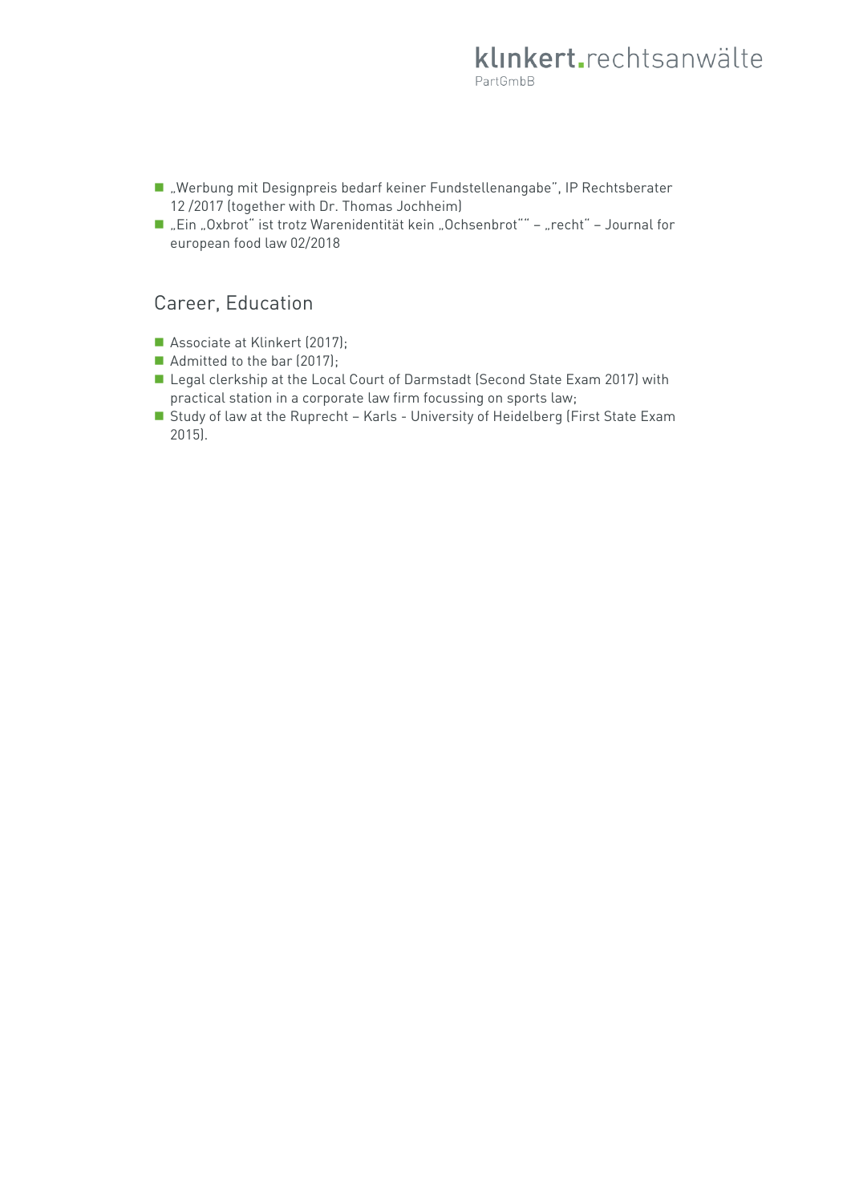- „Werbung mit Designpreis bedarf keiner Fundstellenangabe", IP Rechtsberater 12 /2017 (together with Dr. Thomas Jochheim)
- „Ein „Oxbrot" ist trotz Warenidentität kein „Ochsenbrot"" – „recht" – Journal for european food law 02/2018

## Career, Education

- Associate at Klinkert (2017);
- Admitted to the bar (2017);
- Legal clerkship at the Local Court of Darmstadt (Second State Exam 2017) with practical station in a corporate law firm focussing on sports law;
- Study of law at the Ruprecht – Karls - University of Heidelberg (First State Exam 2015).